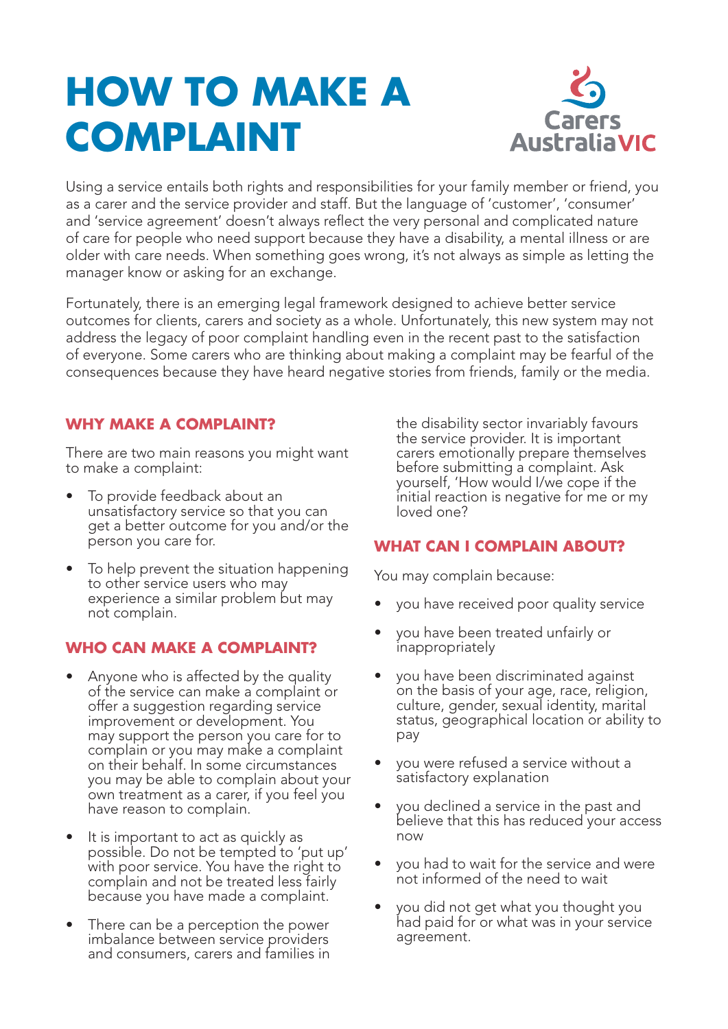# HOW TO MAKE A COMPLAINT

Carers AustraliaVIC

Using a service entails both rights and responsibilities for your family member or friend, you as a carer and the service provider and staff. But the language of 'customer', 'consumer' and 'service agreement' doesn't always reflect the very personal and complicated nature of care for people who need support because they have a disability, a mental illness or are older with care needs. When something goes wrong, it's not always as simple as letting the manager know or asking for an exchange.

Fortunately, there is an emerging legal framework designed to achieve better service outcomes for clients, carers and society as a whole. Unfortunately, this new system may not address the legacy of poor complaint handling even in the recent past to the satisfaction of everyone. Some carers who are thinking about making a complaint may be fearful of the consequences because they have heard negative stories from friends, family or the media.

## WHY MAKE A COMPLAINT?

There are two main reasons you might want to make a complaint:

- To provide feedback about an unsatisfactory service so that you can get a better outcome for you and/or the person you care for.
- To help prevent the situation happening to other service users who may experience a similar problem but may not complain.

## WHO CAN MAKE A COMPLAINT?

- Anyone who is affected by the quality of the service can make a complaint or offer a suggestion regarding service improvement or development. You may support the person you care for to complain or you may make a complaint on their behalf. In some circumstances you may be able to complain about your own treatment as a carer, if you feel you have reason to complain.
- It is important to act as quickly as possible. Do not be tempted to 'put up' with poor service. You have the right to complain and not be treated less fairly because you have made a complaint.
- There can be a perception the power imbalance between service providers and consumers, carers and families in the disability sector invariably favours the service provider. It is important carers emotionally prepare themselves before submitting a complaint. Ask yourself, 'How would I/we cope if the initial reaction is negative for me or my loved one?

## WHAT CAN I COMPLAIN ABOUT?

You may complain because:

- you have received poor quality service
- you have been treated unfairly or inappropriately
- you have been discriminated against on the basis of your age, race, religion, culture, gender, sexual identity, marital status, geographical location or ability to pay
- you were refused a service without a satisfactory explanation
- you declined a service in the past and believe that this has reduced your access now
- you had to wait for the service and were not informed of the need to wait
- you did not get what you thought you had paid for or what was in your service agreement.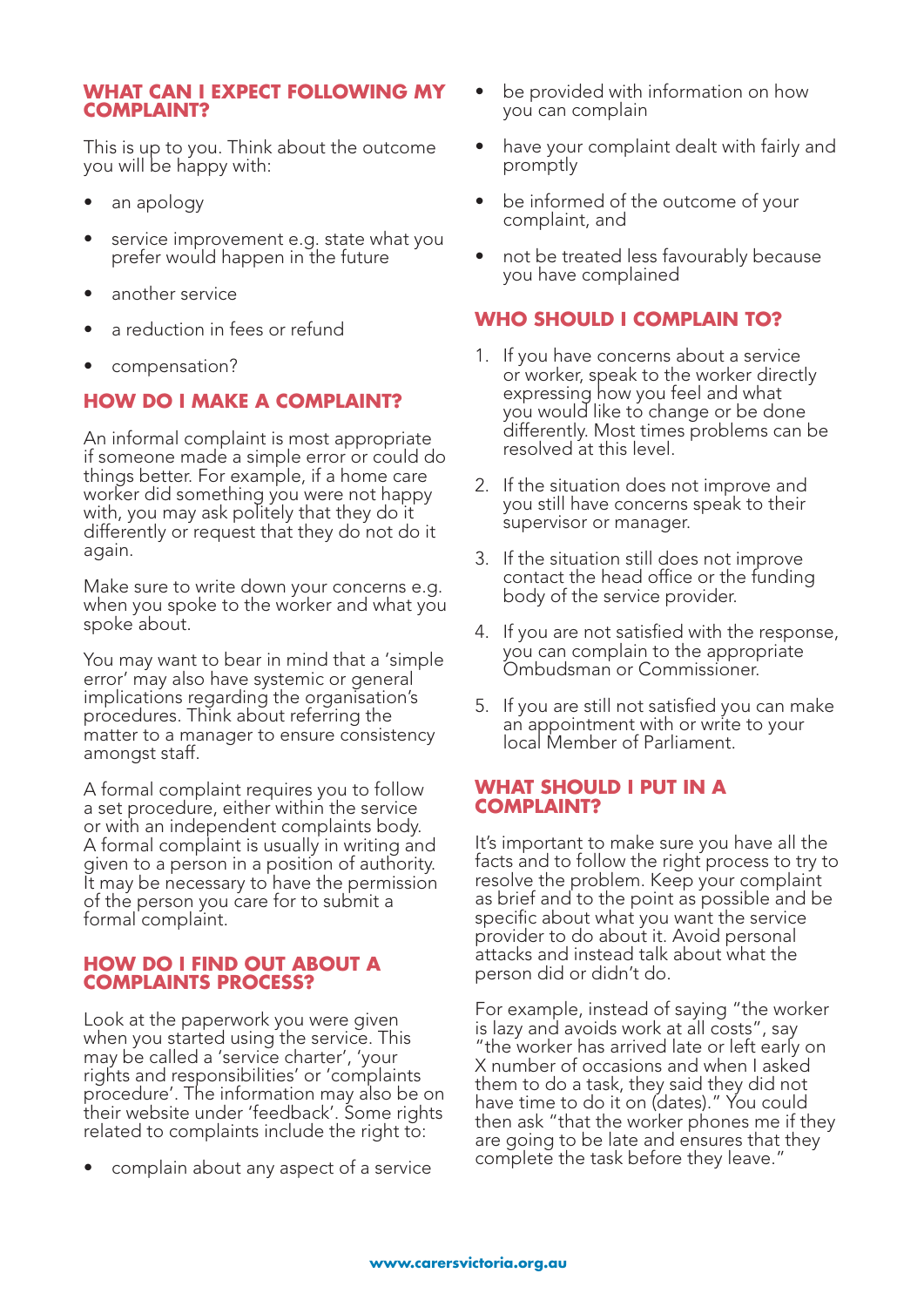## WHAT CAN I EXPECT FOLLOWING MY COMPLAINT?

This is up to you. Think about the outcome you will be happy with:

- an apology
- service improvement e.g. state what you prefer would happen in the future
- another service
- a reduction in fees or refund
- compensation?

## HOW DO I MAKE A COMPLAINT?

An informal complaint is most appropriate if someone made a simple error or could do things better. For example, if a home care worker did something you were not happy with, you may ask politely that they do it differently or request that they do not do it again.

Make sure to write down your concerns e.g. when you spoke to the worker and what you spoke about.

You may want to bear in mind that a 'simple error' may also have systemic or general implications regarding the organisation's procedures. Think about referring the matter to a manager to ensure consistency amongst staff.

A formal complaint requires you to follow a set procedure, either within the service or with an independent complaints body. A formal complaint is usually in writing and given to a person in a position of authority. It may be necessary to have the permission of the person you care for to submit a formal complaint.

## HOW DO I FIND OUT ABOUT A COMPLAINTS PROCESS?

Look at the paperwork you were given when you started using the service. This may be called a 'service charter', 'your rights and responsibilities' or 'complaints procedure'. The information may also be on their website under 'feedback'. Some rights related to complaints include the right to:

- complain about any aspect of a service
- be provided with information on how you can complain
- have your complaint dealt with fairly and promptly
- be informed of the outcome of your complaint, and
- not be treated less favourably because you have complained

## WHO SHOULD I COMPLAIN TO?

1. If you have concerns about a service or worker, speak to the worker directly expressing how you feel and what you would like to change or be done differently. Most times problems can be resolved at this level.
2. If the situation does not improve and you still have concerns speak to their supervisor or manager.
3. If the situation still does not improve contact the head office or the funding body of the service provider.
4. If you are not satisfied with the response, you can complain to the appropriate Ombudsman or Commissioner.
5. If you are still not satisfied you can make an appointment with or write to your local Member of Parliament.

## WHAT SHOULD I PUT IN A COMPLAINT?

It's important to make sure you have all the facts and to follow the right process to try to resolve the problem. Keep your complaint as brief and to the point as possible and be specific about what you want the service provider to do about it. Avoid personal attacks and instead talk about what the person did or didn't do.

For example, instead of saying "the worker is lazy and avoids work at all costs", say "the worker has arrived late or left early on X number of occasions and when I asked them to do a task, they said they did not have time to do it on (dates)." You could then ask "that the worker phones me if they are going to be late and ensures that they complete the task before they leave."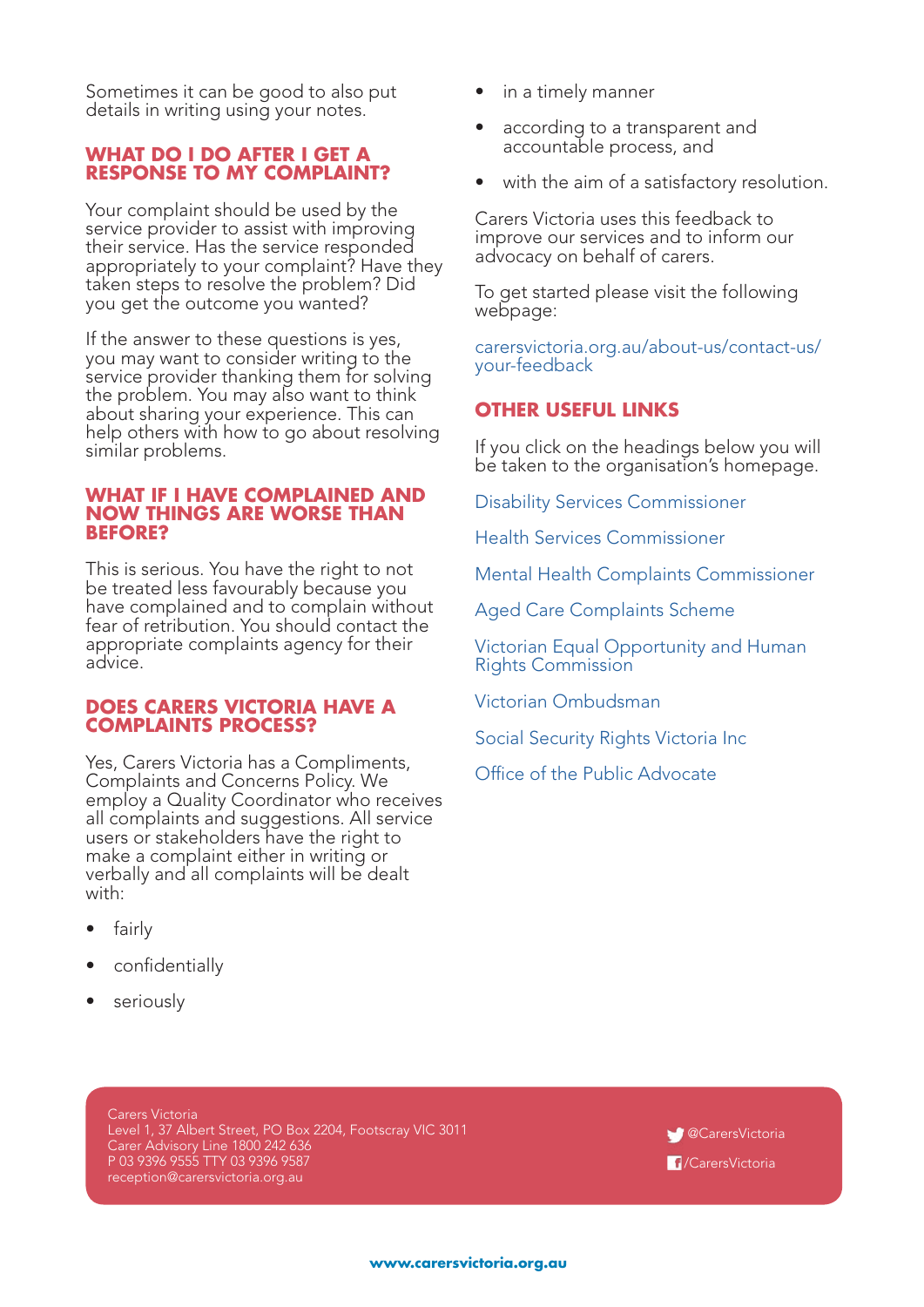Sometimes it can be good to also put details in writing using your notes.

## WHAT DO I DO AFTER I GET A RESPONSE TO MY COMPLAINT?

Your complaint should be used by the service provider to assist with improving their service. Has the service responded appropriately to your complaint? Have they taken steps to resolve the problem? Did you get the outcome you wanted?

If the answer to these questions is yes, you may want to consider writing to the service provider thanking them for solving the problem. You may also want to think about sharing your experience. This can help others with how to go about resolving similar problems.

## WHAT IF I HAVE COMPLAINED AND NOW THINGS ARE WORSE THAN BEFORE?

This is serious. You have the right to not be treated less favourably because you have complained and to complain without fear of retribution. You should contact the appropriate complaints agency for their advice.

## DOES CARERS VICTORIA HAVE A COMPLAINTS PROCESS?

Yes, Carers Victoria has a Compliments, Complaints and Concerns Policy. We employ a Quality Coordinator who receives all complaints and suggestions. All service users or stakeholders have the right to make a complaint either in writing or verbally and all complaints will be dealt with:

- fairly
- confidentially
- seriously
- in a timely manner
- according to a transparent and accountable process, and
- with the aim of a satisfactory resolution.

Carers Victoria uses this feedback to improve our services and to inform our advocacy on behalf of carers.

To get started please visit the following webpage:

carersvictoria.org.au/about-us/contact-us/your-feedback

## OTHER USEFUL LINKS

If you click on the headings below you will be taken to the organisation's homepage.

Disability Services Commissioner

Health Services Commissioner

Mental Health Complaints Commissioner

Aged Care Complaints Scheme

Victorian Equal Opportunity and Human Rights Commission

Victorian Ombudsman

Social Security Rights Victoria Inc

Office of the Public Advocate

Carers Victoria
Level 1, 37 Albert Street, PO Box 2204, Footscray VIC 3011
Carer Advisory Line 1800 242 636
P 03 9396 9555 TTY 03 9396 9587
reception@carersvictoria.org.au

@CarersVictoria

/CarersVictoria

www.carersvictoria.org.au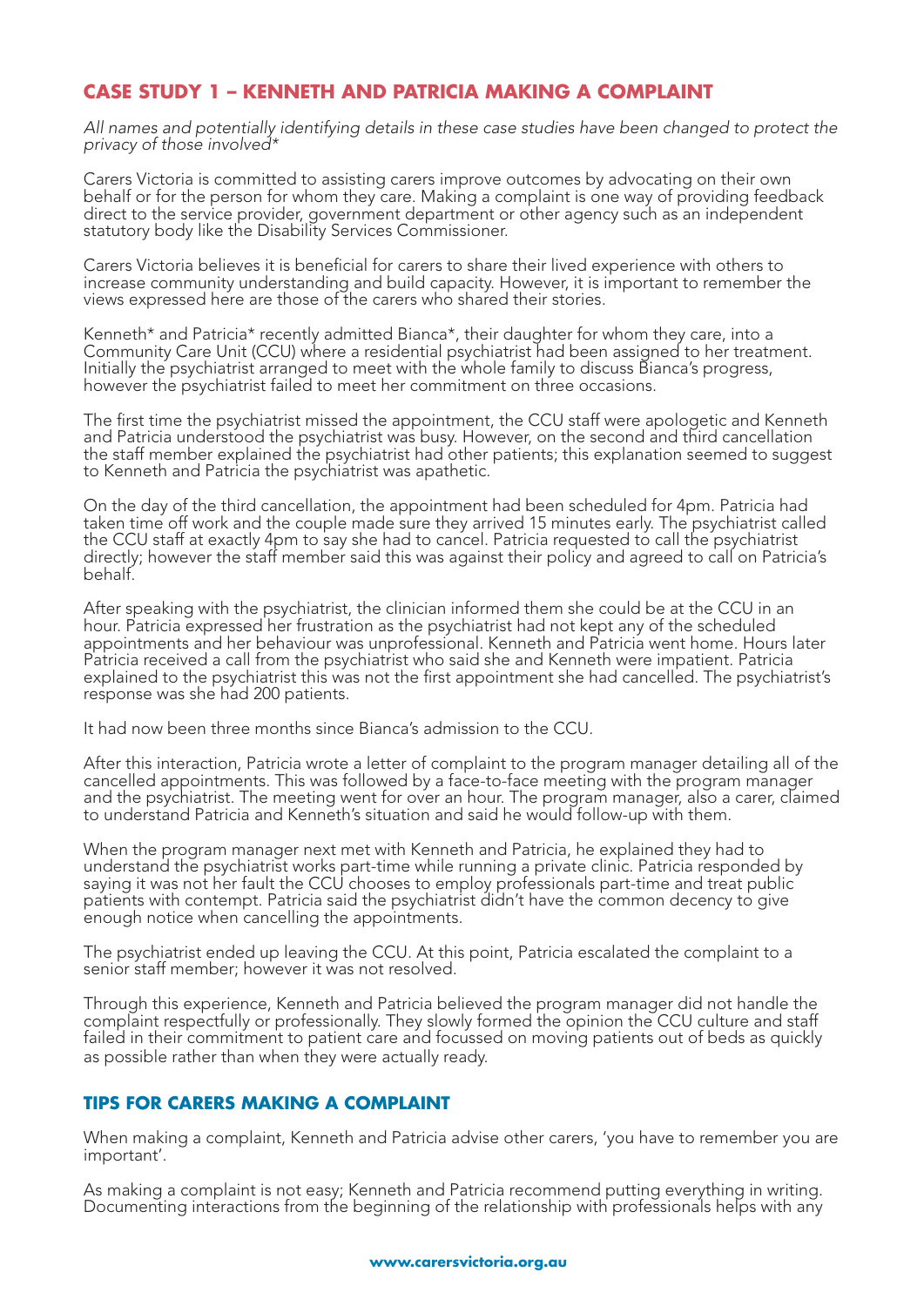## CASE STUDY 1 – KENNETH AND PATRICIA MAKING A COMPLAINT

*All names and potentially identifying details in these case studies have been changed to protect the privacy of those involved**

Carers Victoria is committed to assisting carers improve outcomes by advocating on their own behalf or for the person for whom they care. Making a complaint is one way of providing feedback direct to the service provider, government department or other agency such as an independent statutory body like the Disability Services Commissioner.

Carers Victoria believes it is beneficial for carers to share their lived experience with others to increase community understanding and build capacity. However, it is important to remember the views expressed here are those of the carers who shared their stories.

Kenneth* and Patricia* recently admitted Bianca*, their daughter for whom they care, into a Community Care Unit (CCU) where a residential psychiatrist had been assigned to her treatment. Initially the psychiatrist arranged to meet with the whole family to discuss Bianca's progress, however the psychiatrist failed to meet her commitment on three occasions.

The first time the psychiatrist missed the appointment, the CCU staff were apologetic and Kenneth and Patricia understood the psychiatrist was busy. However, on the second and third cancellation the staff member explained the psychiatrist had other patients; this explanation seemed to suggest to Kenneth and Patricia the psychiatrist was apathetic.

On the day of the third cancellation, the appointment had been scheduled for 4pm. Patricia had taken time off work and the couple made sure they arrived 15 minutes early. The psychiatrist called the CCU staff at exactly 4pm to say she had to cancel. Patricia requested to call the psychiatrist directly; however the staff member said this was against their policy and agreed to call on Patricia's behalf.

After speaking with the psychiatrist, the clinician informed them she could be at the CCU in an hour. Patricia expressed her frustration as the psychiatrist had not kept any of the scheduled appointments and her behaviour was unprofessional. Kenneth and Patricia went home. Hours later Patricia received a call from the psychiatrist who said she and Kenneth were impatient. Patricia explained to the psychiatrist this was not the first appointment she had cancelled. The psychiatrist's response was she had 200 patients.

It had now been three months since Bianca's admission to the CCU.

After this interaction, Patricia wrote a letter of complaint to the program manager detailing all of the cancelled appointments. This was followed by a face-to-face meeting with the program manager and the psychiatrist. The meeting went for over an hour. The program manager, also a carer, claimed to understand Patricia and Kenneth's situation and said he would follow-up with them.

When the program manager next met with Kenneth and Patricia, he explained they had to understand the psychiatrist works part-time while running a private clinic. Patricia responded by saying it was not her fault the CCU chooses to employ professionals part-time and treat public patients with contempt. Patricia said the psychiatrist didn't have the common decency to give enough notice when cancelling the appointments.

The psychiatrist ended up leaving the CCU. At this point, Patricia escalated the complaint to a senior staff member; however it was not resolved.

Through this experience, Kenneth and Patricia believed the program manager did not handle the complaint respectfully or professionally. They slowly formed the opinion the CCU culture and staff failed in their commitment to patient care and focussed on moving patients out of beds as quickly as possible rather than when they were actually ready.

### TIPS FOR CARERS MAKING A COMPLAINT

When making a complaint, Kenneth and Patricia advise other carers, 'you have to remember you are important'.

As making a complaint is not easy; Kenneth and Patricia recommend putting everything in writing. Documenting interactions from the beginning of the relationship with professionals helps with any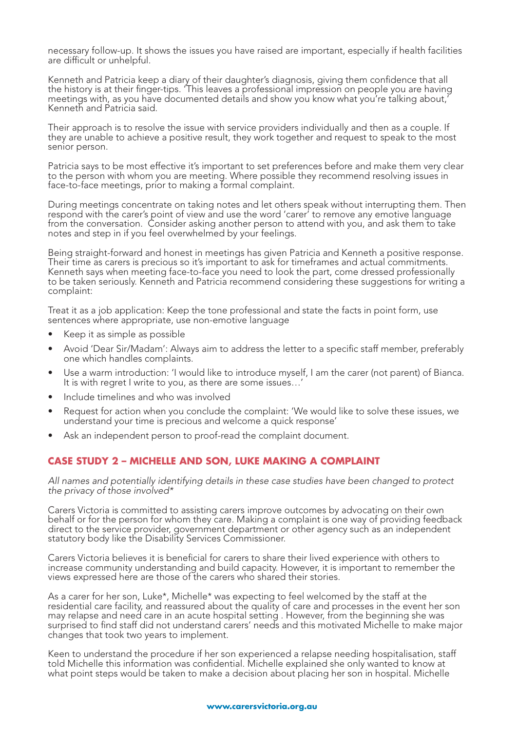necessary follow-up. It shows the issues you have raised are important, especially if health facilities are difficult or unhelpful.

Kenneth and Patricia keep a diary of their daughter's diagnosis, giving them confidence that all the history is at their finger-tips. 'This leaves a professional impression on people you are having meetings with, as you have documented details and show you know what you're talking about,' Kenneth and Patricia said.

Their approach is to resolve the issue with service providers individually and then as a couple. If they are unable to achieve a positive result, they work together and request to speak to the most senior person.

Patricia says to be most effective it's important to set preferences before and make them very clear to the person with whom you are meeting. Where possible they recommend resolving issues in face-to-face meetings, prior to making a formal complaint.

During meetings concentrate on taking notes and let others speak without interrupting them. Then respond with the carer's point of view and use the word 'carer' to remove any emotive language from the conversation. Consider asking another person to attend with you, and ask them to take notes and step in if you feel overwhelmed by your feelings.

Being straight-forward and honest in meetings has given Patricia and Kenneth a positive response. Their time as carers is precious so it's important to ask for timeframes and actual commitments. Kenneth says when meeting face-to-face you need to look the part, come dressed professionally to be taken seriously. Kenneth and Patricia recommend considering these suggestions for writing a complaint:

Treat it as a job application: Keep the tone professional and state the facts in point form, use sentences where appropriate, use non-emotive language

- Keep it as simple as possible
- Avoid 'Dear Sir/Madam': Always aim to address the letter to a specific staff member, preferably one which handles complaints.
- Use a warm introduction: 'I would like to introduce myself, I am the carer (not parent) of Bianca. It is with regret I write to you, as there are some issues…'
- Include timelines and who was involved
- Request for action when you conclude the complaint: 'We would like to solve these issues, we understand your time is precious and welcome a quick response'
- Ask an independent person to proof-read the complaint document.

## CASE STUDY 2 – MICHELLE AND SON, LUKE MAKING A COMPLAINT

*All names and potentially identifying details in these case studies have been changed to protect the privacy of those involved\**

Carers Victoria is committed to assisting carers improve outcomes by advocating on their own behalf or for the person for whom they care. Making a complaint is one way of providing feedback direct to the service provider, government department or other agency such as an independent statutory body like the Disability Services Commissioner.

Carers Victoria believes it is beneficial for carers to share their lived experience with others to increase community understanding and build capacity. However, it is important to remember the views expressed here are those of the carers who shared their stories.

As a carer for her son, Luke\*, Michelle\* was expecting to feel welcomed by the staff at the residential care facility, and reassured about the quality of care and processes in the event her son may relapse and need care in an acute hospital setting . However, from the beginning she was surprised to find staff did not understand carers' needs and this motivated Michelle to make major changes that took two years to implement.

Keen to understand the procedure if her son experienced a relapse needing hospitalisation, staff told Michelle this information was confidential. Michelle explained she only wanted to know at what point steps would be taken to make a decision about placing her son in hospital. Michelle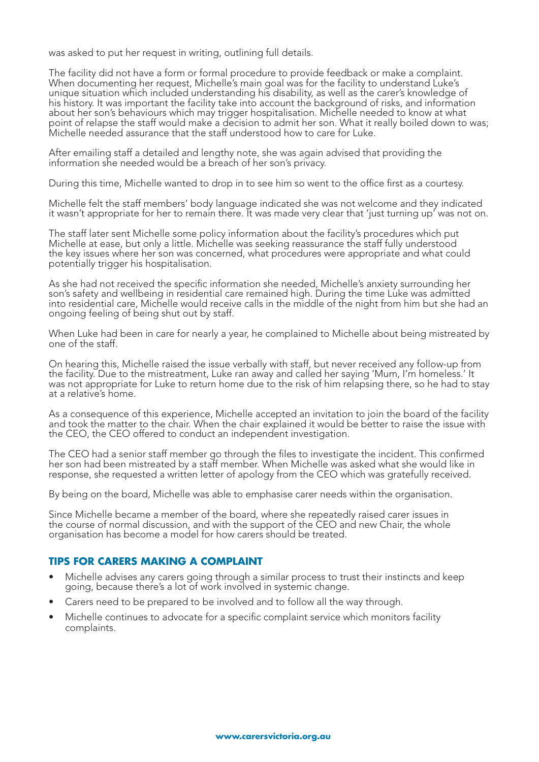was asked to put her request in writing, outlining full details.

The facility did not have a form or formal procedure to provide feedback or make a complaint. When documenting her request, Michelle's main goal was for the facility to understand Luke's unique situation which included understanding his disability, as well as the carer's knowledge of his history. It was important the facility take into account the background of risks, and information about her son's behaviours which may trigger hospitalisation. Michelle needed to know at what point of relapse the staff would make a decision to admit her son. What it really boiled down to was; Michelle needed assurance that the staff understood how to care for Luke.

After emailing staff a detailed and lengthy note, she was again advised that providing the information she needed would be a breach of her son's privacy.

During this time, Michelle wanted to drop in to see him so went to the office first as a courtesy.

Michelle felt the staff members' body language indicated she was not welcome and they indicated it wasn't appropriate for her to remain there. It was made very clear that 'just turning up' was not on.

The staff later sent Michelle some policy information about the facility's procedures which put Michelle at ease, but only a little. Michelle was seeking reassurance the staff fully understood the key issues where her son was concerned, what procedures were appropriate and what could potentially trigger his hospitalisation.

As she had not received the specific information she needed, Michelle's anxiety surrounding her son's safety and wellbeing in residential care remained high. During the time Luke was admitted into residential care, Michelle would receive calls in the middle of the night from him but she had an ongoing feeling of being shut out by staff.

When Luke had been in care for nearly a year, he complained to Michelle about being mistreated by one of the staff.

On hearing this, Michelle raised the issue verbally with staff, but never received any follow-up from the facility. Due to the mistreatment, Luke ran away and called her saying 'Mum, I'm homeless.' It was not appropriate for Luke to return home due to the risk of him relapsing there, so he had to stay at a relative's home.

As a consequence of this experience, Michelle accepted an invitation to join the board of the facility and took the matter to the chair. When the chair explained it would be better to raise the issue with the CEO, the CEO offered to conduct an independent investigation.

The CEO had a senior staff member go through the files to investigate the incident. This confirmed her son had been mistreated by a staff member. When Michelle was asked what she would like in response, she requested a written letter of apology from the CEO which was gratefully received.

By being on the board, Michelle was able to emphasise carer needs within the organisation.

Since Michelle became a member of the board, where she repeatedly raised carer issues in the course of normal discussion, and with the support of the CEO and new Chair, the whole organisation has become a model for how carers should be treated.

## TIPS FOR CARERS MAKING A COMPLAINT

- Michelle advises any carers going through a similar process to trust their instincts and keep going, because there's a lot of work involved in systemic change.
- Carers need to be prepared to be involved and to follow all the way through.
- Michelle continues to advocate for a specific complaint service which monitors facility complaints.